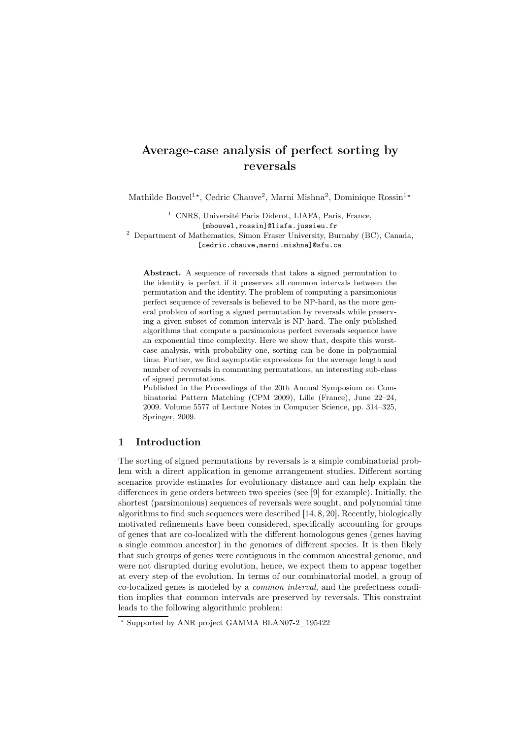# Average-case analysis of perfect sorting by reversals

Mathilde Bouvel[1]⋆, Cedric Chauve[2], Marni Mishna[2], Dominique Rossin[1]⋆

[1] CNRS, Université Paris Diderot, LIAFA, Paris, France,
[mbouvel,rossin]@liafa.jussieu.fr

[2] Department of Mathematics, Simon Fraser University, Burnaby (BC), Canada,
[cedric.chauve,marni.mishna]@sfu.ca

**Abstract.** A sequence of reversals that takes a signed permutation to the identity is perfect if it preserves all common intervals between the permutation and the identity. The problem of computing a parsimonious perfect sequence of reversals is believed to be NP-hard, as the more general problem of sorting a signed permutation by reversals while preserving a given subset of common intervals is NP-hard. The only published algorithms that compute a parsimonious perfect reversals sequence have an exponential time complexity. Here we show that, despite this worst-case analysis, with probability one, sorting can be done in polynomial time. Further, we find asymptotic expressions for the average length and number of reversals in commuting permutations, an interesting sub-class of signed permutations.
Published in the Proceedings of the 20th Annual Symposium on Combinatorial Pattern Matching (CPM 2009), Lille (France), June 22–24, 2009. Volume 5577 of Lecture Notes in Computer Science, pp. 314–325, Springer, 2009.

## 1 Introduction

The sorting of signed permutations by reversals is a simple combinatorial problem with a direct application in genome arrangement studies. Different sorting scenarios provide estimates for evolutionary distance and can help explain the differences in gene orders between two species (see [9] for example). Initially, the shortest (parsimonious) sequences of reversals were sought, and polynomial time algorithms to find such sequences were described [14, 8, 20]. Recently, biologically motivated refinements have been considered, specifically accounting for groups of genes that are co-localized with the different homologous genes (genes having a single common ancestor) in the genomes of different species. It is then likely that such groups of genes were contiguous in the common ancestral genome, and were not disrupted during evolution, hence, we expect them to appear together at every step of the evolution. In terms of our combinatorial model, a group of co-localized genes is modeled by a *common interval*, and the prefectness condition implies that common intervals are preserved by reversals. This constraint leads to the following algorithmic problem:

⋆ Supported by ANR project GAMMA BLAN07-2_195422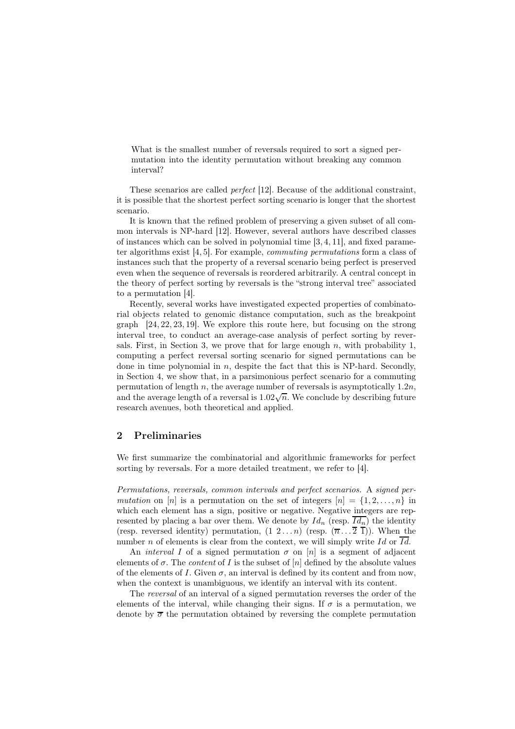What is the smallest number of reversals required to sort a signed permutation into the identity permutation without breaking any common interval?

These scenarios are called *perfect* [12]. Because of the additional constraint, it is possible that the shortest perfect sorting scenario is longer that the shortest scenario.

It is known that the refined problem of preserving a given subset of all common intervals is NP-hard [12]. However, several authors have described classes of instances which can be solved in polynomial time [3, 4, 11], and fixed parameter algorithms exist [4, 5]. For example, *commuting permutations* form a class of instances such that the property of a reversal scenario being perfect is preserved even when the sequence of reversals is reordered arbitrarily. A central concept in the theory of perfect sorting by reversals is the "strong interval tree" associated to a permutation [4].

Recently, several works have investigated expected properties of combinatorial objects related to genomic distance computation, such as the breakpoint graph [24, 22, 23, 19]. We explore this route here, but focusing on the strong interval tree, to conduct an average-case analysis of perfect sorting by reversals. First, in Section 3, we prove that for large enough $n$, with probability 1, computing a perfect reversal sorting scenario for signed permutations can be done in time polynomial in $n$, despite the fact that this is NP-hard. Secondly, in Section 4, we show that, in a parsimonious perfect scenario for a commuting permutation of length $n$, the average number of reversals is asymptotically $1.2n$, and the average length of a reversal is $1.02\sqrt{n}$. We conclude by describing future research avenues, both theoretical and applied.

## 2 Preliminaries

We first summarize the combinatorial and algorithmic frameworks for perfect sorting by reversals. For a more detailed treatment, we refer to [4].

*Permutations, reversals, common intervals and perfect scenarios.* A *signed permutation* on $[n]$ is a permutation on the set of integers $[n] = \{1, 2, \ldots, n\}$ in which each element has a sign, positive or negative. Negative integers are represented by placing a bar over them. We denote by $Id_n$ (resp. $\overline{Id_n}$) the identity (resp. reversed identity) permutation, $(1\ 2 \ldots n)$ (resp. $(\overline{n} \ldots \overline{2}\ \overline{1})$). When the number $n$ of elements is clear from the context, we will simply write $Id$ or $\overline{Id}$.

An *interval* $I$ of a signed permutation $\sigma$ on $[n]$ is a segment of adjacent elements of $\sigma$. The *content* of $I$ is the subset of $[n]$ defined by the absolute values of the elements of $I$. Given $\sigma$, an interval is defined by its content and from now, when the context is unambiguous, we identify an interval with its content.

The *reversal* of an interval of a signed permutation reverses the order of the elements of the interval, while changing their signs. If $\sigma$ is a permutation, we denote by $\overline{\sigma}$ the permutation obtained by reversing the complete permutation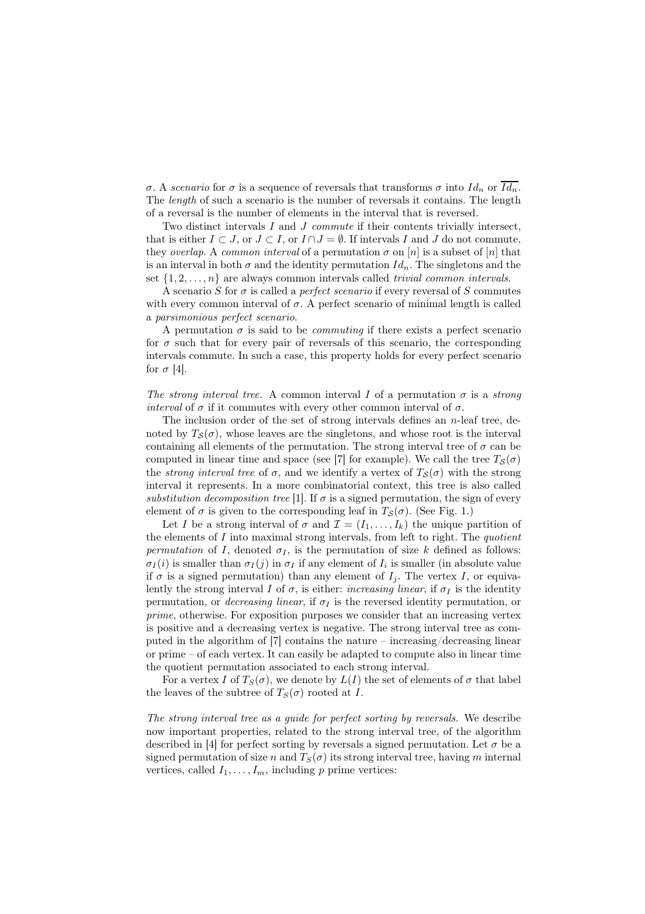$\sigma$. A *scenario* for $\sigma$ is a sequence of reversals that transforms $\sigma$ into $Id_n$ or $\overline{Id_n}$. The *length* of such a scenario is the number of reversals it contains. The length of a reversal is the number of elements in the interval that is reversed.

Two distinct intervals $I$ and $J$ *commute* if their contents trivially intersect, that is either $I \subset J$, or $J \subset I$, or $I \cap J = \emptyset$. If intervals $I$ and $J$ do not commute, they *overlap*. A *common interval* of a permutation $\sigma$ on $[n]$ is a subset of $[n]$ that is an interval in both $\sigma$ and the identity permutation $Id_n$. The singletons and the set $\{1, 2, \ldots, n\}$ are always common intervals called *trivial common intervals*.

A scenario $S$ for $\sigma$ is called a *perfect scenario* if every reversal of $S$ commutes with every common interval of $\sigma$. A perfect scenario of minimal length is called a *parsimonious perfect scenario*.

A permutation $\sigma$ is said to be *commuting* if there exists a perfect scenario for $\sigma$ such that for every pair of reversals of this scenario, the corresponding intervals commute. In such a case, this property holds for every perfect scenario for $\sigma$ [4].

*The strong interval tree.* A common interval $I$ of a permutation $\sigma$ is a *strong interval* of $\sigma$ if it commutes with every other common interval of $\sigma$.

The inclusion order of the set of strong intervals defines an $n$-leaf tree, denoted by $T_{\mathcal{S}}(\sigma)$, whose leaves are the singletons, and whose root is the interval containing all elements of the permutation. The strong interval tree of $\sigma$ can be computed in linear time and space (see [7] for example). We call the tree $T_{\mathcal{S}}(\sigma)$ the *strong interval tree* of $\sigma$, and we identify a vertex of $T_{\mathcal{S}}(\sigma)$ with the strong interval it represents. In a more combinatorial context, this tree is also called *substitution decomposition tree* [1]. If $\sigma$ is a signed permutation, the sign of every element of $\sigma$ is given to the corresponding leaf in $T_{\mathcal{S}}(\sigma)$. (See Fig. 1.)

Let $I$ be a strong interval of $\sigma$ and $\mathcal{I} = (I_1, \ldots, I_k)$ the unique partition of the elements of $I$ into maximal strong intervals, from left to right. The *quotient permutation* of $I$, denoted $\sigma_I$, is the permutation of size $k$ defined as follows: $\sigma_I(i)$ is smaller than $\sigma_I(j)$ in $\sigma_I$ if any element of $I_i$ is smaller (in absolute value if $\sigma$ is a signed permutation) than any element of $I_j$. The vertex $I$, or equivalently the strong interval $I$ of $\sigma$, is either: *increasing linear*, if $\sigma_I$ is the identity permutation, or *decreasing linear*, if $\sigma_I$ is the reversed identity permutation, or *prime*, otherwise. For exposition purposes we consider that an increasing vertex is positive and a decreasing vertex is negative. The strong interval tree as computed in the algorithm of [7] contains the nature – increasing/decreasing linear or prime – of each vertex. It can easily be adapted to compute also in linear time the quotient permutation associated to each strong interval.

For a vertex $I$ of $T_S(\sigma)$, we denote by $L(I)$ the set of elements of $\sigma$ that label the leaves of the subtree of $T_S(\sigma)$ rooted at $I$.

*The strong interval tree as a guide for perfect sorting by reversals.* We describe now important properties, related to the strong interval tree, of the algorithm described in [4] for perfect sorting by reversals a signed permutation. Let $\sigma$ be a signed permutation of size $n$ and $T_S(\sigma)$ its strong interval tree, having $m$ internal vertices, called $I_1, \ldots, I_m$, including $p$ prime vertices: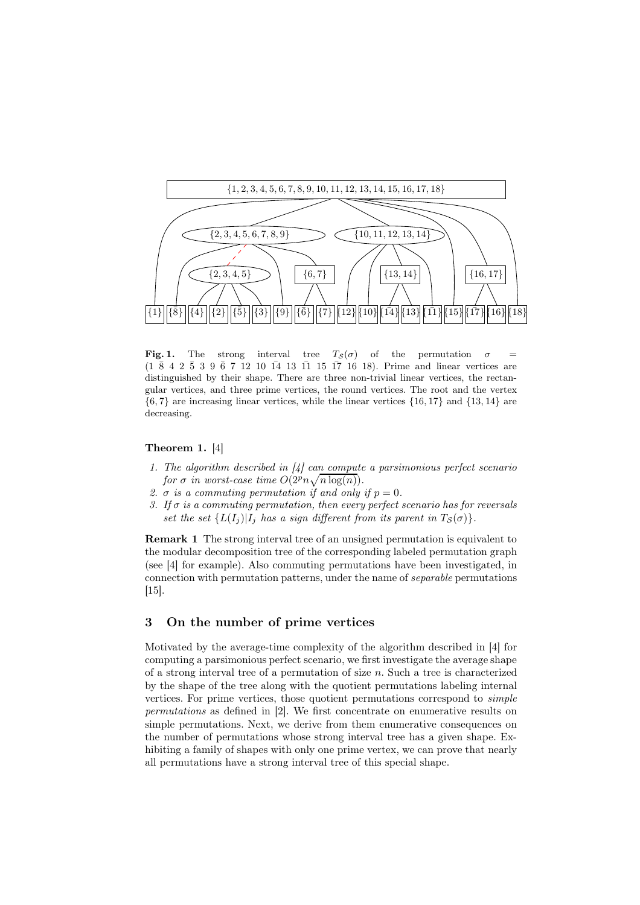**Fig. 1.** The strong interval tree $T_{\mathcal{S}}(\sigma)$ of the permutation $\sigma$ = $(1\ \bar{8}\ 4\ 2\ \bar{5}\ 3\ 9\ \bar{6}\ 7\ 12\ 10\ \bar{14}\ 13\ \bar{11}\ 15\ \bar{17}\ 16\ 18)$. Prime and linear vertices are distinguished by their shape. There are three non-trivial linear vertices, the rectangular vertices, and three prime vertices, the round vertices. The root and the vertex $\{6, 7\}$ are increasing linear vertices, while the linear vertices $\{16, 17\}$ and $\{13, 14\}$ are decreasing.

**Theorem 1.** [4]

1. *The algorithm described in [4] can compute a parsimonious perfect scenario for $\sigma$ in worst-case time $O(2^p n\sqrt{n \log(n)})$.*
2. *$\sigma$ is a commuting permutation if and only if $p = 0$.*
3. *If $\sigma$ is a commuting permutation, then every perfect scenario has for reversals set the set $\{L(I_j)|I_j$ has a sign different from its parent in $T_{\mathcal{S}}(\sigma)\}$.*

**Remark 1** The strong interval tree of an unsigned permutation is equivalent to the modular decomposition tree of the corresponding labeled permutation graph (see [4] for example). Also commuting permutations have been investigated, in connection with permutation patterns, under the name of *separable* permutations [15].

## 3 On the number of prime vertices

Motivated by the average-time complexity of the algorithm described in [4] for computing a parsimonious perfect scenario, we first investigate the average shape of a strong interval tree of a permutation of size $n$. Such a tree is characterized by the shape of the tree along with the quotient permutations labeling internal vertices. For prime vertices, those quotient permutations correspond to *simple permutations* as defined in [2]. We first concentrate on enumerative results on simple permutations. Next, we derive from them enumerative consequences on the number of permutations whose strong interval tree has a given shape. Exhibiting a family of shapes with only one prime vertex, we can prove that nearly all permutations have a strong interval tree of this special shape.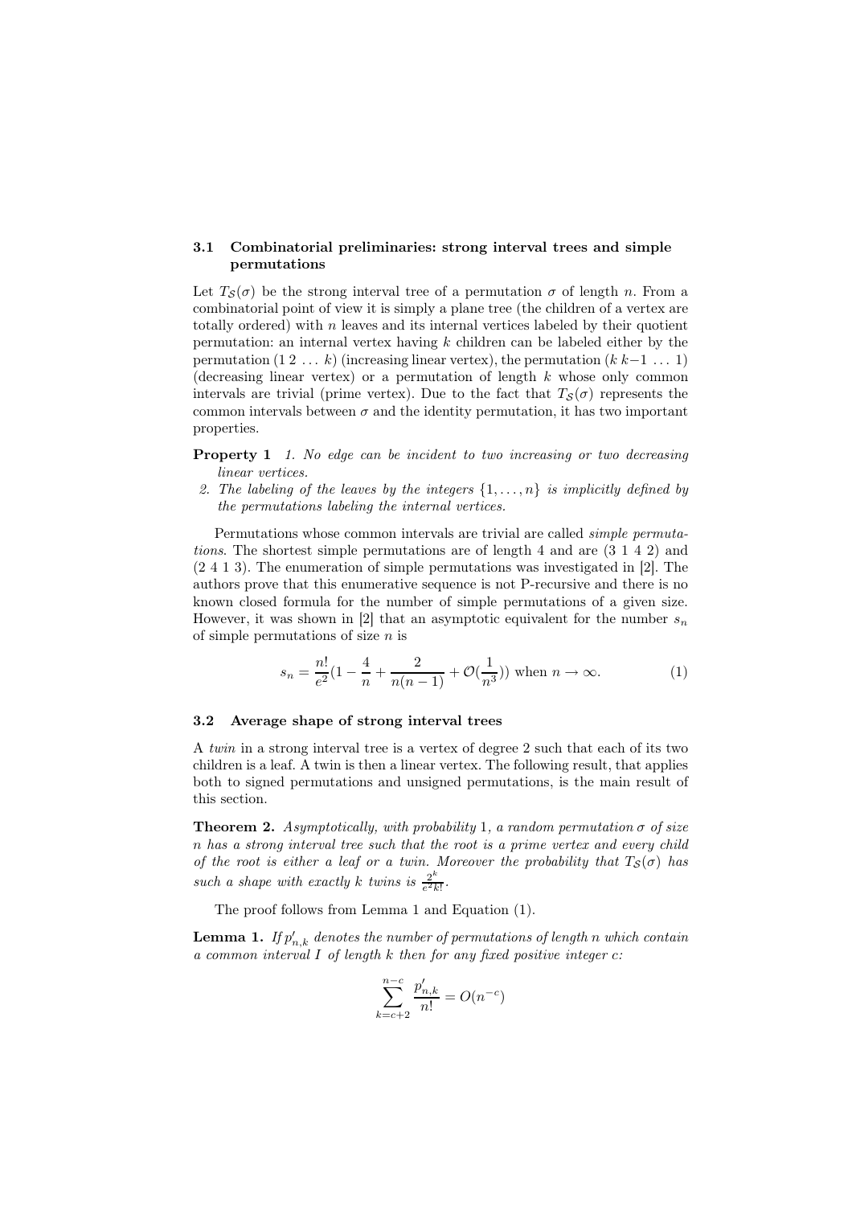### 3.1 Combinatorial preliminaries: strong interval trees and simple permutations

Let $T_{\mathcal{S}}(\sigma)$ be the strong interval tree of a permutation $\sigma$ of length $n$. From a combinatorial point of view it is simply a plane tree (the children of a vertex are totally ordered) with $n$ leaves and its internal vertices labeled by their quotient permutation: an internal vertex having $k$ children can be labeled either by the permutation $(1\ 2\ \ldots\ k)$ (increasing linear vertex), the permutation $(k\ k{-}1\ \ldots\ 1)$ (decreasing linear vertex) or a permutation of length $k$ whose only common intervals are trivial (prime vertex). Due to the fact that $T_{\mathcal{S}}(\sigma)$ represents the common intervals between $\sigma$ and the identity permutation, it has two important properties.

**Property 1** *1. No edge can be incident to two increasing or two decreasing linear vertices.*

*2. The labeling of the leaves by the integers $\{1, \ldots, n\}$ is implicitly defined by the permutations labeling the internal vertices.*

Permutations whose common intervals are trivial are called *simple permutations*. The shortest simple permutations are of length 4 and are $(3\ 1\ 4\ 2)$ and $(2\ 4\ 1\ 3)$. The enumeration of simple permutations was investigated in [2]. The authors prove that this enumerative sequence is not P-recursive and there is no known closed formula for the number of simple permutations of a given size. However, it was shown in [2] that an asymptotic equivalent for the number $s_n$ of simple permutations of size $n$ is

$$s_n = \frac{n!}{e^2}\left(1 - \frac{4}{n} + \frac{2}{n(n-1)} + \mathcal{O}\left(\frac{1}{n^3}\right)\right) \text{ when } n \to \infty. \qquad (1)$$

### 3.2 Average shape of strong interval trees

A *twin* in a strong interval tree is a vertex of degree 2 such that each of its two children is a leaf. A twin is then a linear vertex. The following result, that applies both to signed permutations and unsigned permutations, is the main result of this section.

**Theorem 2.** *Asymptotically, with probability 1, a random permutation $\sigma$ of size $n$ has a strong interval tree such that the root is a prime vertex and every child of the root is either a leaf or a twin. Moreover the probability that $T_{\mathcal{S}}(\sigma)$ has such a shape with exactly $k$ twins is $\frac{2^k}{e^2 k!}$.*

The proof follows from Lemma 1 and Equation (1).

**Lemma 1.** *If $p'_{n,k}$ denotes the number of permutations of length $n$ which contain a common interval $I$ of length $k$ then for any fixed positive integer $c$:*

$$\sum_{k=c+2}^{n-c} \frac{p'_{n,k}}{n!} = O(n^{-c})$$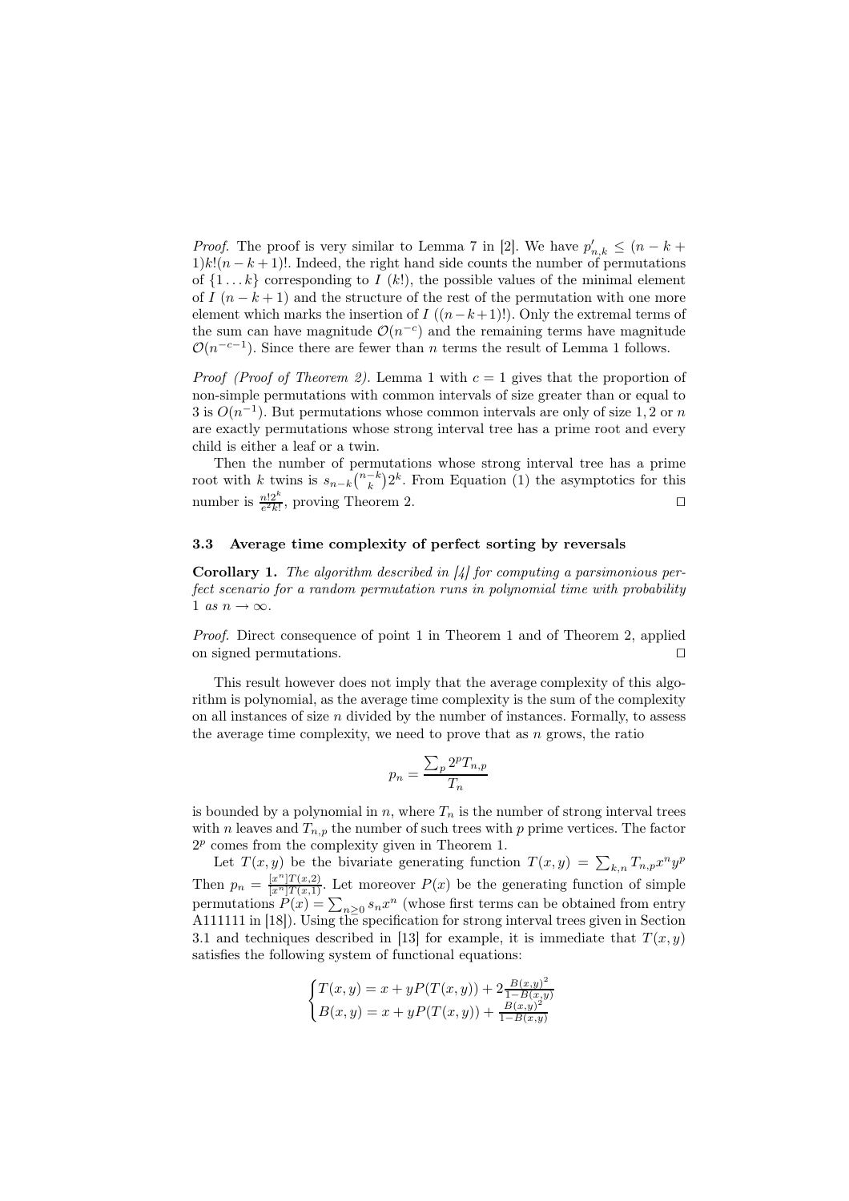*Proof.* The proof is very similar to Lemma 7 in [2]. We have $p'_{n,k} \leq (n-k+1)k!(n-k+1)!$. Indeed, the right hand side counts the number of permutations of $\{1 \dots k\}$ corresponding to $I$ ($k!$), the possible values of the minimal element of $I$ ($n-k+1$) and the structure of the rest of the permutation with one more element which marks the insertion of $I$ ($(n-k+1)!$). Only the extremal terms of the sum can have magnitude $\mathcal{O}(n^{-c})$ and the remaining terms have magnitude $\mathcal{O}(n^{-c-1})$. Since there are fewer than $n$ terms the result of Lemma 1 follows. ◻

*Proof (Proof of Theorem 2).* Lemma 1 with $c = 1$ gives that the proportion of non-simple permutations with common intervals of size greater than or equal to 3 is $O(n^{-1})$. But permutations whose common intervals are only of size 1, 2 or $n$ are exactly permutations whose strong interval tree has a prime root and every child is either a leaf or a twin.

Then the number of permutations whose strong interval tree has a prime root with $k$ twins is $s_{n-k}\binom{n-k}{k}2^k$. From Equation (1) the asymptotics for this number is $\frac{n!2^k}{e^2 k!}$, proving Theorem 2. ◻

### 3.3 Average time complexity of perfect sorting by reversals

**Corollary 1.** *The algorithm described in [4] for computing a parsimonious perfect scenario for a random permutation runs in polynomial time with probability 1 as $n \to \infty$.*

*Proof.* Direct consequence of point 1 in Theorem 1 and of Theorem 2, applied on signed permutations. ◻

This result however does not imply that the average complexity of this algorithm is polynomial, as the average time complexity is the sum of the complexity on all instances of size $n$ divided by the number of instances. Formally, to assess the average time complexity, we need to prove that as $n$ grows, the ratio

$$p_n = \frac{\sum_p 2^p T_{n,p}}{T_n}$$

is bounded by a polynomial in $n$, where $T_n$ is the number of strong interval trees with $n$ leaves and $T_{n,p}$ the number of such trees with $p$ prime vertices. The factor $2^p$ comes from the complexity given in Theorem 1.

Let $T(x,y)$ be the bivariate generating function $T(x,y) = \sum_{k,n} T_{n,p} x^n y^p$ Then $p_n = \frac{[x^n]T(x,2)}{[x^n]T(x,1)}$. Let moreover $P(x)$ be the generating function of simple permutations $P(x) = \sum_{n \geq 0} s_n x^n$ (whose first terms can be obtained from entry A111111 in [18]). Using the specification for strong interval trees given in Section 3.1 and techniques described in [13] for example, it is immediate that $T(x,y)$ satisfies the following system of functional equations:

$$\begin{cases} T(x,y) = x + yP(T(x,y)) + 2\frac{B(x,y)^2}{1-B(x,y)} \\ B(x,y) = x + yP(T(x,y)) + \frac{B(x,y)^2}{1-B(x,y)} \end{cases}$$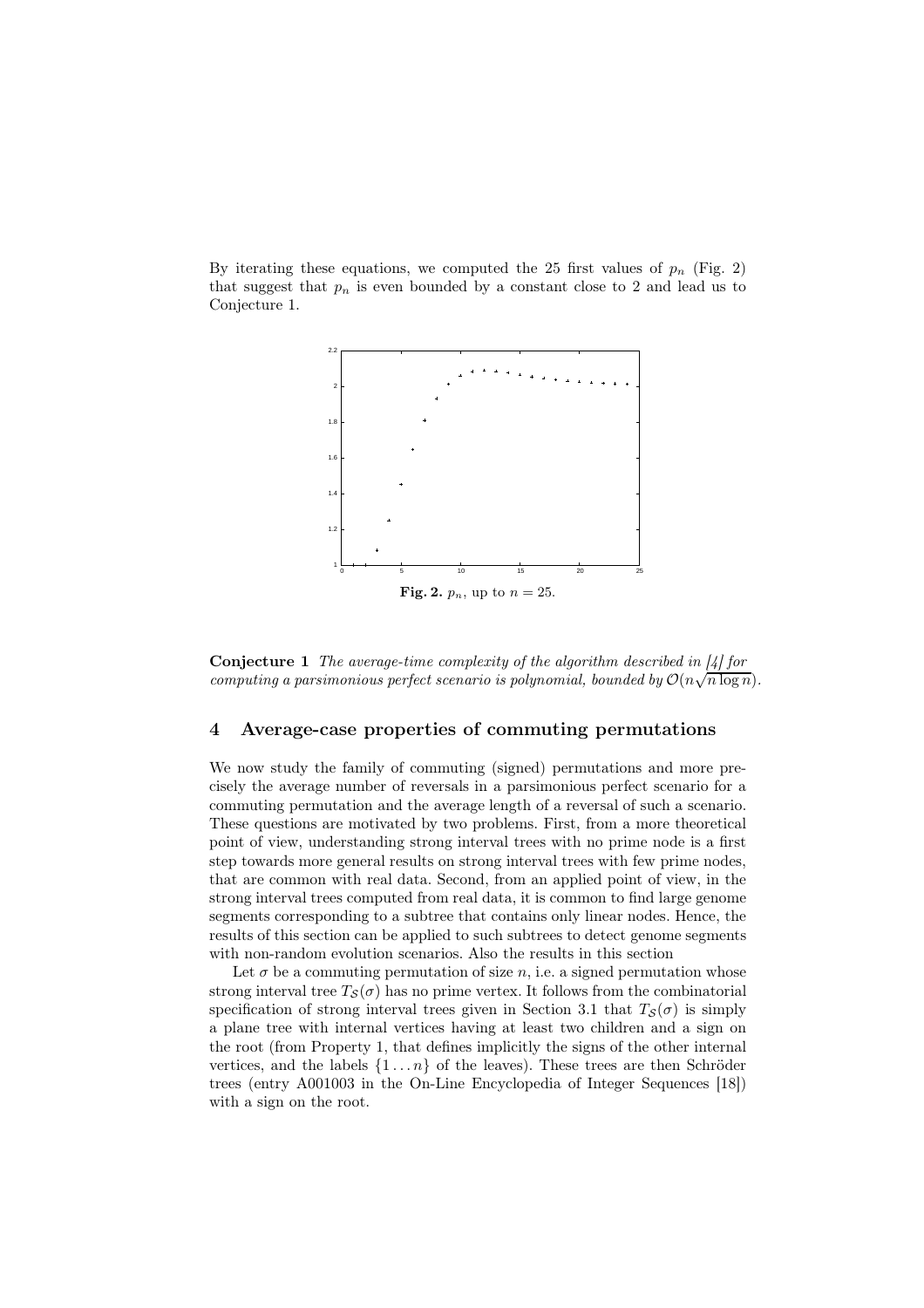By iterating these equations, we computed the 25 first values of $p_n$ (Fig. 2) that suggest that $p_n$ is even bounded by a constant close to 2 and lead us to Conjecture 1.

**Fig. 2.** $p_n$, up to $n = 25$.

**Conjecture 1** *The average-time complexity of the algorithm described in [4] for computing a parsimonious perfect scenario is polynomial, bounded by $\mathcal{O}(n\sqrt{n \log n})$.*

## 4 Average-case properties of commuting permutations

We now study the family of commuting (signed) permutations and more precisely the average number of reversals in a parsimonious perfect scenario for a commuting permutation and the average length of a reversal of such a scenario. These questions are motivated by two problems. First, from a more theoretical point of view, understanding strong interval trees with no prime node is a first step towards more general results on strong interval trees with few prime nodes, that are common with real data. Second, from an applied point of view, in the strong interval trees computed from real data, it is common to find large genome segments corresponding to a subtree that contains only linear nodes. Hence, the results of this section can be applied to such subtrees to detect genome segments with non-random evolution scenarios. Also the results in this section

Let $\sigma$ be a commuting permutation of size $n$, i.e. a signed permutation whose strong interval tree $T_{\mathcal{S}}(\sigma)$ has no prime vertex. It follows from the combinatorial specification of strong interval trees given in Section 3.1 that $T_{\mathcal{S}}(\sigma)$ is simply a plane tree with internal vertices having at least two children and a sign on the root (from Property 1, that defines implicitly the signs of the other internal vertices, and the labels $\{1 \dots n\}$ of the leaves). These trees are then Schröder trees (entry A001003 in the On-Line Encyclopedia of Integer Sequences [18]) with a sign on the root.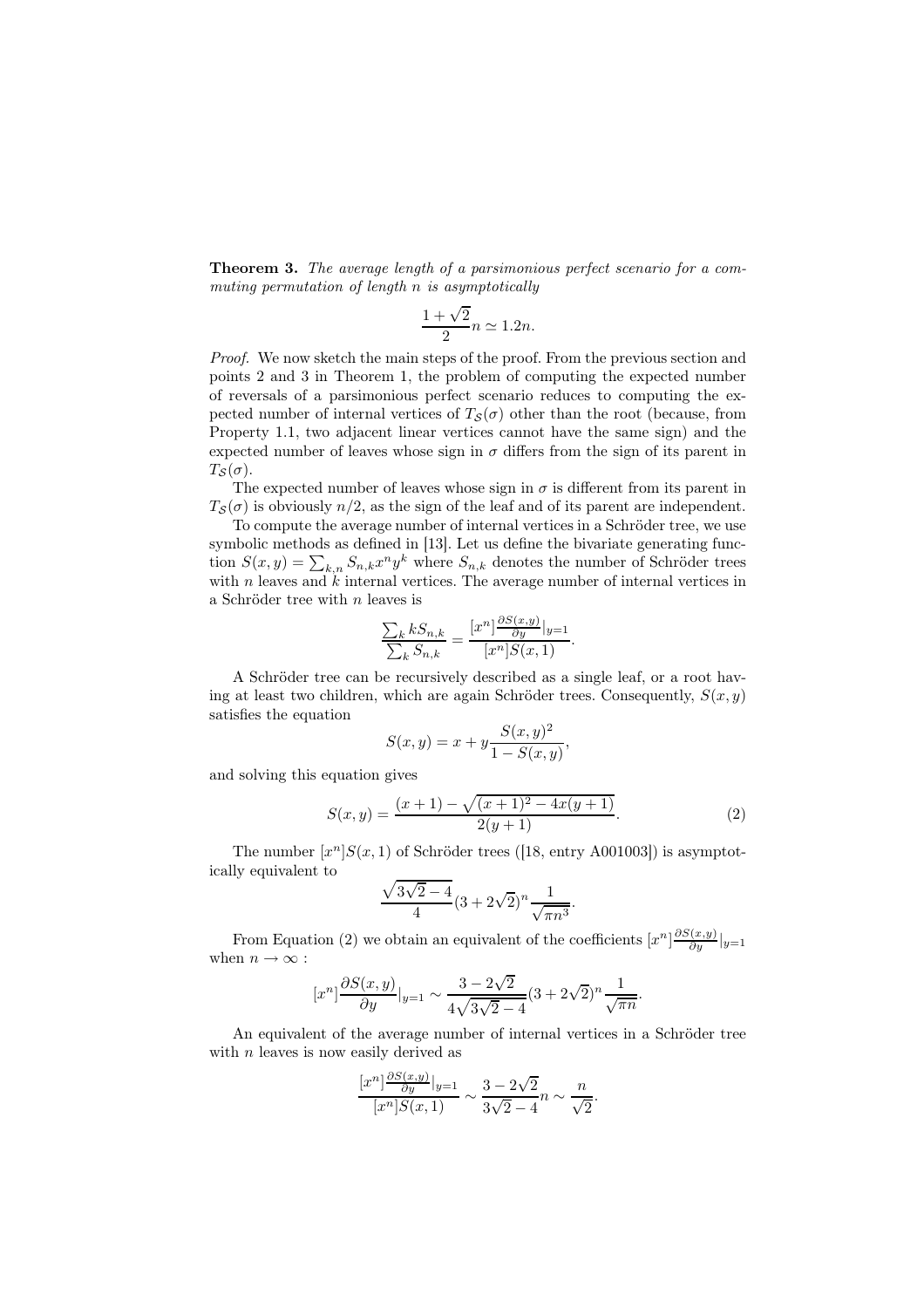**Theorem 3.** *The average length of a parsimonious perfect scenario for a commuting permutation of length $n$ is asymptotically*

$$\frac{1+\sqrt{2}}{2}n \simeq 1.2n.$$

*Proof.* We now sketch the main steps of the proof. From the previous section and points 2 and 3 in Theorem 1, the problem of computing the expected number of reversals of a parsimonious perfect scenario reduces to computing the expected number of internal vertices of $T_{\mathcal{S}}(\sigma)$ other than the root (because, from Property 1.1, two adjacent linear vertices cannot have the same sign) and the expected number of leaves whose sign in $\sigma$ differs from the sign of its parent in $T_{\mathcal{S}}(\sigma)$.

The expected number of leaves whose sign in $\sigma$ is different from its parent in $T_{\mathcal{S}}(\sigma)$ is obviously $n/2$, as the sign of the leaf and of its parent are independent.

To compute the average number of internal vertices in a Schröder tree, we use symbolic methods as defined in [13]. Let us define the bivariate generating function $S(x,y) = \sum_{k,n} S_{n,k} x^n y^k$ where $S_{n,k}$ denotes the number of Schröder trees with $n$ leaves and $k$ internal vertices. The average number of internal vertices in a Schröder tree with $n$ leaves is

$$\frac{\sum_k k S_{n,k}}{\sum_k S_{n,k}} = \frac{[x^n]\frac{\partial S(x,y)}{\partial y}|_{y=1}}{[x^n]S(x,1)}.$$

A Schröder tree can be recursively described as a single leaf, or a root having at least two children, which are again Schröder trees. Consequently, $S(x,y)$ satisfies the equation

$$S(x,y) = x + y\frac{S(x,y)^2}{1-S(x,y)},$$

and solving this equation gives

$$S(x,y) = \frac{(x+1) - \sqrt{(x+1)^2 - 4x(y+1)}}{2(y+1)}. \tag{2}$$

The number $[x^n]S(x,1)$ of Schröder trees ([18, entry A001003]) is asymptotically equivalent to

$$\frac{\sqrt{3\sqrt{2}-4}}{4}(3+2\sqrt{2})^n \frac{1}{\sqrt{\pi n^3}}.$$

From Equation (2) we obtain an equivalent of the coefficients $[x^n]\frac{\partial S(x,y)}{\partial y}|_{y=1}$ when $n \to \infty$ :

$$[x^n]\frac{\partial S(x,y)}{\partial y}|_{y=1} \sim \frac{3-2\sqrt{2}}{4\sqrt{3\sqrt{2}-4}}(3+2\sqrt{2})^n \frac{1}{\sqrt{\pi n}}.$$

An equivalent of the average number of internal vertices in a Schröder tree with $n$ leaves is now easily derived as

$$\frac{[x^n]\frac{\partial S(x,y)}{\partial y}|_{y=1}}{[x^n]S(x,1)} \sim \frac{3-2\sqrt{2}}{3\sqrt{2}-4}n \sim \frac{n}{\sqrt{2}}.$$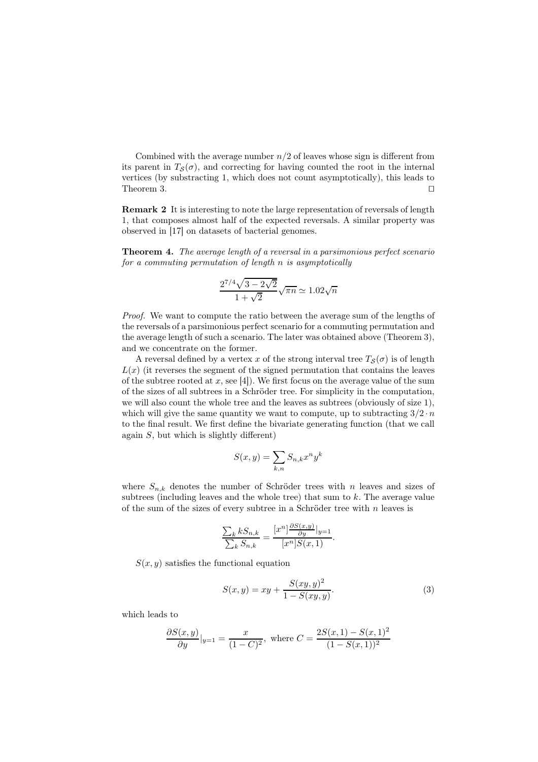Combined with the average number $n/2$ of leaves whose sign is different from its parent in $T_{\mathcal{S}}(\sigma)$, and correcting for having counted the root in the internal vertices (by substracting 1, which does not count asymptotically), this leads to Theorem 3. ⊓⊔

**Remark 2** It is interesting to note the large representation of reversals of length 1, that composes almost half of the expected reversals. A similar property was observed in [17] on datasets of bacterial genomes.

**Theorem 4.** *The average length of a reversal in a parsimonious perfect scenario for a commuting permutation of length n is asymptotically*

$$\frac{2^{7/4}\sqrt{3-2\sqrt{2}}}{1+\sqrt{2}}\sqrt{\pi n} \simeq 1.02\sqrt{n}$$

*Proof.* We want to compute the ratio between the average sum of the lengths of the reversals of a parsimonious perfect scenario for a commuting permutation and the average length of such a scenario. The later was obtained above (Theorem 3), and we concentrate on the former.

A reversal defined by a vertex $x$ of the strong interval tree $T_{\mathcal{S}}(\sigma)$ is of length $L(x)$ (it reverses the segment of the signed permutation that contains the leaves of the subtree rooted at $x$, see [4]). We first focus on the average value of the sum of the sizes of all subtrees in a Schröder tree. For simplicity in the computation, we will also count the whole tree and the leaves as subtrees (obviously of size 1), which will give the same quantity we want to compute, up to subtracting $3/2 \cdot n$ to the final result. We first define the bivariate generating function (that we call again $S$, but which is slightly different)

$$S(x,y) = \sum_{k,n} S_{n,k} x^n y^k$$

where $S_{n,k}$ denotes the number of Schröder trees with $n$ leaves and sizes of subtrees (including leaves and the whole tree) that sum to $k$. The average value of the sum of the sizes of every subtree in a Schröder tree with $n$ leaves is

$$\frac{\sum_k k S_{n,k}}{\sum_k S_{n,k}} = \frac{[x^n]\frac{\partial S(x,y)}{\partial y}|_{y=1}}{[x^n]S(x,1)}.$$

$S(x,y)$ satisfies the functional equation

$$S(x,y) = xy + \frac{S(xy,y)^2}{1-S(xy,y)}. \tag{3}$$

which leads to

$$\frac{\partial S(x,y)}{\partial y}|_{y=1} = \frac{x}{(1-C)^2}, \text{ where } C = \frac{2S(x,1)-S(x,1)^2}{(1-S(x,1))^2}$$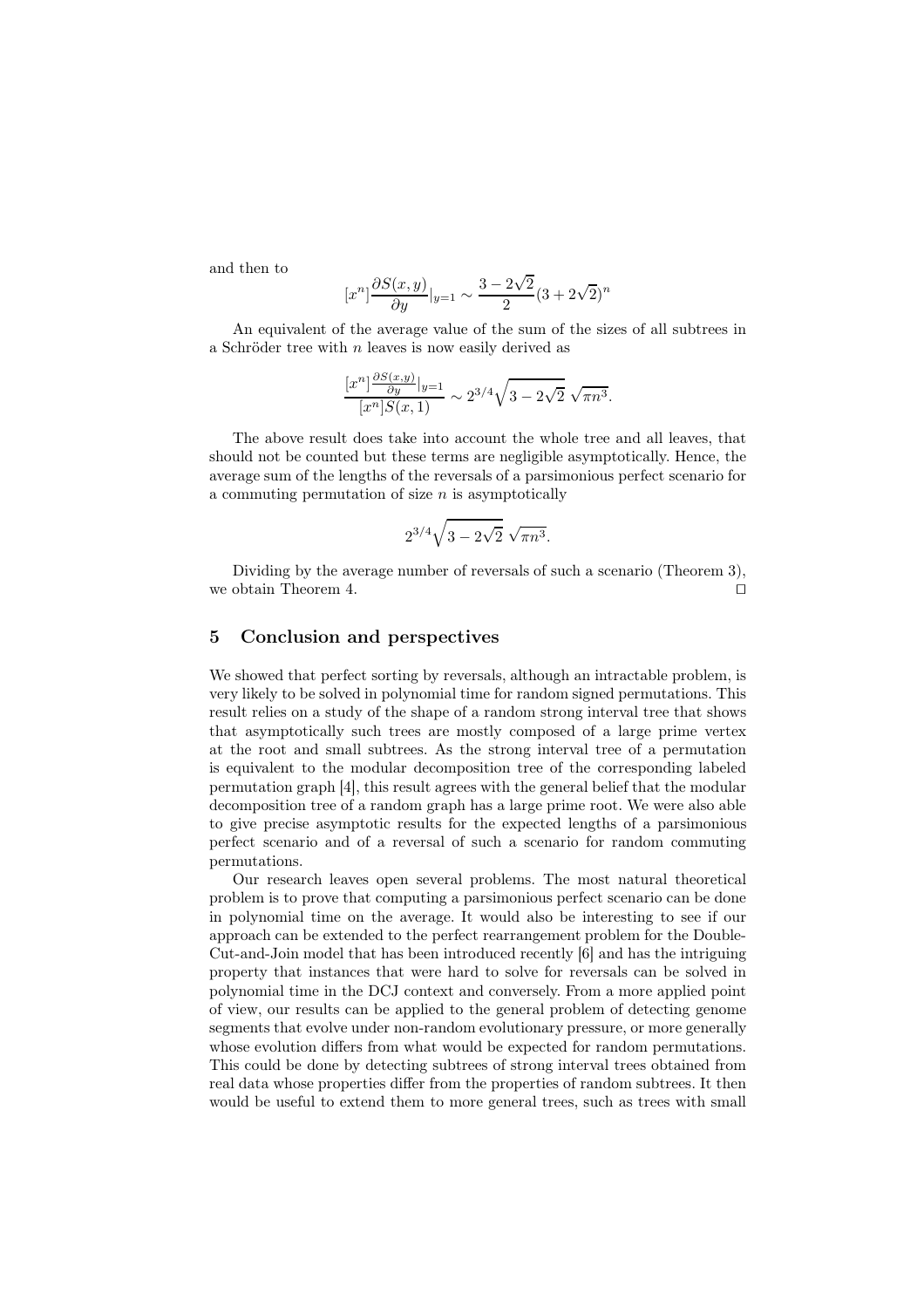and then to

$$[x^n]\frac{\partial S(x,y)}{\partial y}|_{y=1} \sim \frac{3-2\sqrt{2}}{2}(3+2\sqrt{2})^n$$

An equivalent of the average value of the sum of the sizes of all subtrees in a Schröder tree with $n$ leaves is now easily derived as

$$\frac{[x^n]\frac{\partial S(x,y)}{\partial y}|_{y=1}}{[x^n]S(x,1)} \sim 2^{3/4}\sqrt{3-2\sqrt{2}}\ \sqrt{\pi n^3}.$$

The above result does take into account the whole tree and all leaves, that should not be counted but these terms are negligible asymptotically. Hence, the average sum of the lengths of the reversals of a parsimonious perfect scenario for a commuting permutation of size $n$ is asymptotically

$$2^{3/4}\sqrt{3-2\sqrt{2}}\ \sqrt{\pi n^3}.$$

Dividing by the average number of reversals of such a scenario (Theorem 3), we obtain Theorem 4. □

## 5 Conclusion and perspectives

We showed that perfect sorting by reversals, although an intractable problem, is very likely to be solved in polynomial time for random signed permutations. This result relies on a study of the shape of a random strong interval tree that shows that asymptotically such trees are mostly composed of a large prime vertex at the root and small subtrees. As the strong interval tree of a permutation is equivalent to the modular decomposition tree of the corresponding labeled permutation graph [4], this result agrees with the general belief that the modular decomposition tree of a random graph has a large prime root. We were also able to give precise asymptotic results for the expected lengths of a parsimonious perfect scenario and of a reversal of such a scenario for random commuting permutations.

Our research leaves open several problems. The most natural theoretical problem is to prove that computing a parsimonious perfect scenario can be done in polynomial time on the average. It would also be interesting to see if our approach can be extended to the perfect rearrangement problem for the Double-Cut-and-Join model that has been introduced recently [6] and has the intriguing property that instances that were hard to solve for reversals can be solved in polynomial time in the DCJ context and conversely. From a more applied point of view, our results can be applied to the general problem of detecting genome segments that evolve under non-random evolutionary pressure, or more generally whose evolution differs from what would be expected for random permutations. This could be done by detecting subtrees of strong interval trees obtained from real data whose properties differ from the properties of random subtrees. It then would be useful to extend them to more general trees, such as trees with small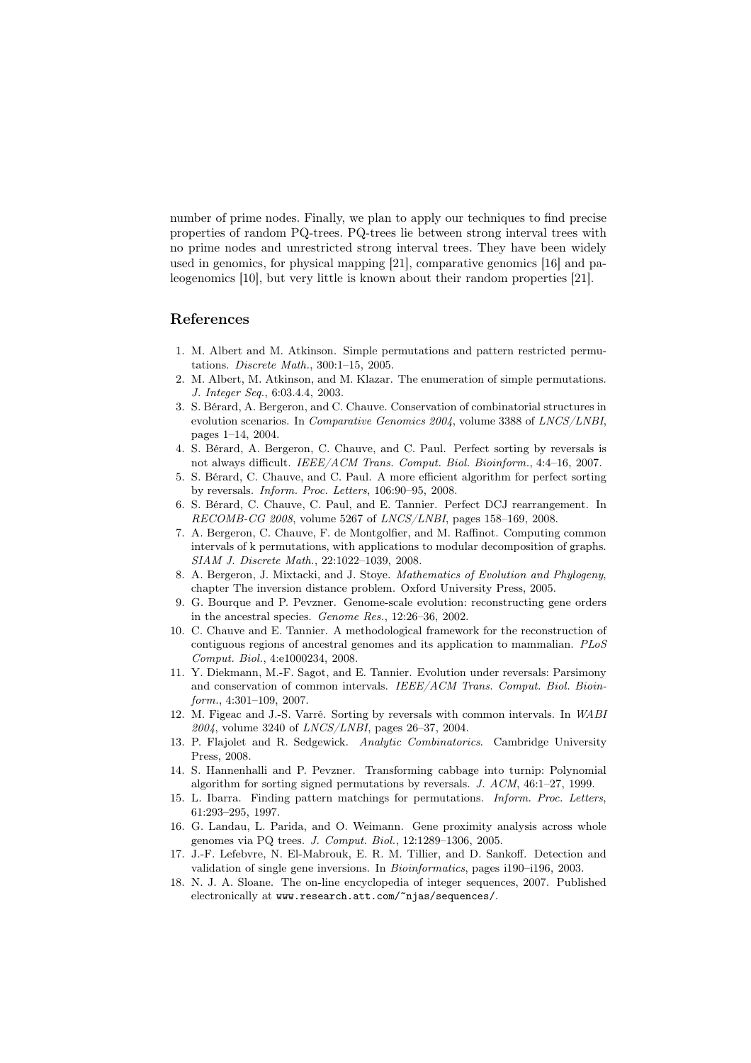number of prime nodes. Finally, we plan to apply our techniques to find precise properties of random PQ-trees. PQ-trees lie between strong interval trees with no prime nodes and unrestricted strong interval trees. They have been widely used in genomics, for physical mapping [21], comparative genomics [16] and paleogenomics [10], but very little is known about their random properties [21].

## References

1. M. Albert and M. Atkinson. Simple permutations and pattern restricted permutations. *Discrete Math.*, 300:1–15, 2005.
2. M. Albert, M. Atkinson, and M. Klazar. The enumeration of simple permutations. *J. Integer Seq.*, 6:03.4.4, 2003.
3. S. Bérard, A. Bergeron, and C. Chauve. Conservation of combinatorial structures in evolution scenarios. In *Comparative Genomics 2004*, volume 3388 of *LNCS/LNBI*, pages 1–14, 2004.
4. S. Bérard, A. Bergeron, C. Chauve, and C. Paul. Perfect sorting by reversals is not always difficult. *IEEE/ACM Trans. Comput. Biol. Bioinform.*, 4:4–16, 2007.
5. S. Bérard, C. Chauve, and C. Paul. A more efficient algorithm for perfect sorting by reversals. *Inform. Proc. Letters*, 106:90–95, 2008.
6. S. Bérard, C. Chauve, C. Paul, and E. Tannier. Perfect DCJ rearrangement. In *RECOMB-CG 2008*, volume 5267 of *LNCS/LNBI*, pages 158–169, 2008.
7. A. Bergeron, C. Chauve, F. de Montgolfier, and M. Raffinot. Computing common intervals of k permutations, with applications to modular decomposition of graphs. *SIAM J. Discrete Math.*, 22:1022–1039, 2008.
8. A. Bergeron, J. Mixtacki, and J. Stoye. *Mathematics of Evolution and Phylogeny*, chapter The inversion distance problem. Oxford University Press, 2005.
9. G. Bourque and P. Pevzner. Genome-scale evolution: reconstructing gene orders in the ancestral species. *Genome Res.*, 12:26–36, 2002.
10. C. Chauve and E. Tannier. A methodological framework for the reconstruction of contiguous regions of ancestral genomes and its application to mammalian. *PLoS Comput. Biol.*, 4:e1000234, 2008.
11. Y. Diekmann, M.-F. Sagot, and E. Tannier. Evolution under reversals: Parsimony and conservation of common intervals. *IEEE/ACM Trans. Comput. Biol. Bioinform.*, 4:301–109, 2007.
12. M. Figeac and J.-S. Varré. Sorting by reversals with common intervals. In *WABI 2004*, volume 3240 of *LNCS/LNBI*, pages 26–37, 2004.
13. P. Flajolet and R. Sedgewick. *Analytic Combinatorics*. Cambridge University Press, 2008.
14. S. Hannenhalli and P. Pevzner. Transforming cabbage into turnip: Polynomial algorithm for sorting signed permutations by reversals. *J. ACM*, 46:1–27, 1999.
15. L. Ibarra. Finding pattern matchings for permutations. *Inform. Proc. Letters*, 61:293–295, 1997.
16. G. Landau, L. Parida, and O. Weimann. Gene proximity analysis across whole genomes via PQ trees. *J. Comput. Biol.*, 12:1289–1306, 2005.
17. J.-F. Lefebvre, N. El-Mabrouk, E. R. M. Tillier, and D. Sankoff. Detection and validation of single gene inversions. In *Bioinformatics*, pages i190–i196, 2003.
18. N. J. A. Sloane. The on-line encyclopedia of integer sequences, 2007. Published electronically at www.research.att.com/~njas/sequences/.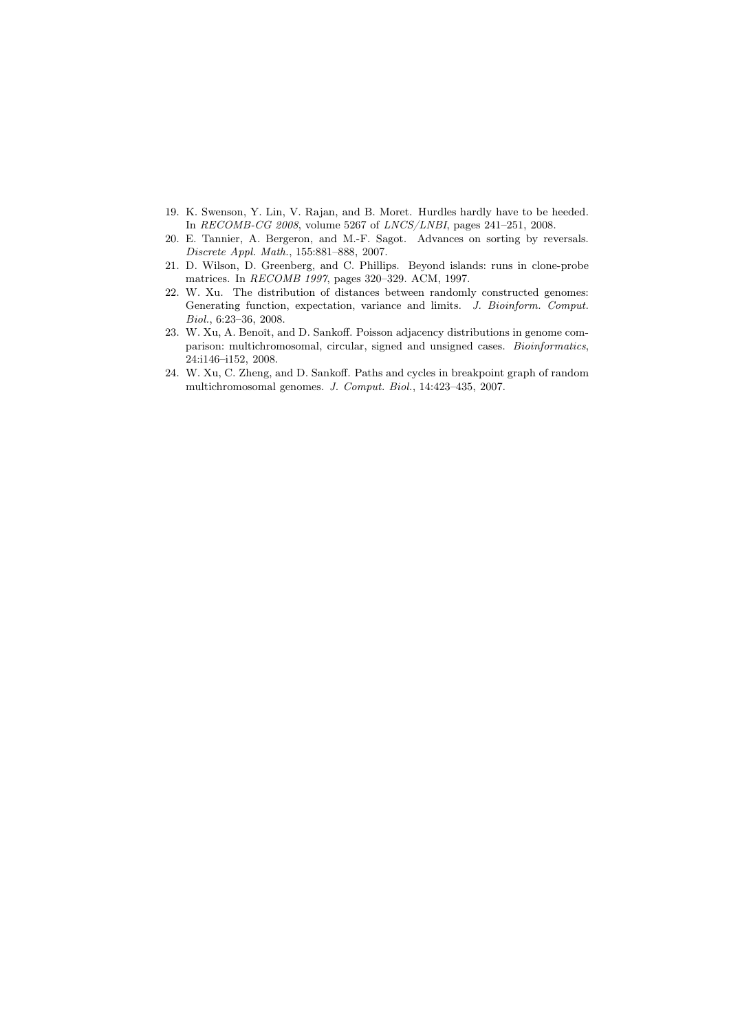19. K. Swenson, Y. Lin, V. Rajan, and B. Moret. Hurdles hardly have to be heeded. In *RECOMB-CG 2008*, volume 5267 of *LNCS/LNBI*, pages 241–251, 2008.
20. E. Tannier, A. Bergeron, and M.-F. Sagot. Advances on sorting by reversals. *Discrete Appl. Math.*, 155:881–888, 2007.
21. D. Wilson, D. Greenberg, and C. Phillips. Beyond islands: runs in clone-probe matrices. In *RECOMB 1997*, pages 320–329. ACM, 1997.
22. W. Xu. The distribution of distances between randomly constructed genomes: Generating function, expectation, variance and limits. *J. Bioinform. Comput. Biol.*, 6:23–36, 2008.
23. W. Xu, A. Benoît, and D. Sankoff. Poisson adjacency distributions in genome comparison: multichromosomal, circular, signed and unsigned cases. *Bioinformatics*, 24:i146–i152, 2008.
24. W. Xu, C. Zheng, and D. Sankoff. Paths and cycles in breakpoint graph of random multichromosomal genomes. *J. Comput. Biol.*, 14:423–435, 2007.